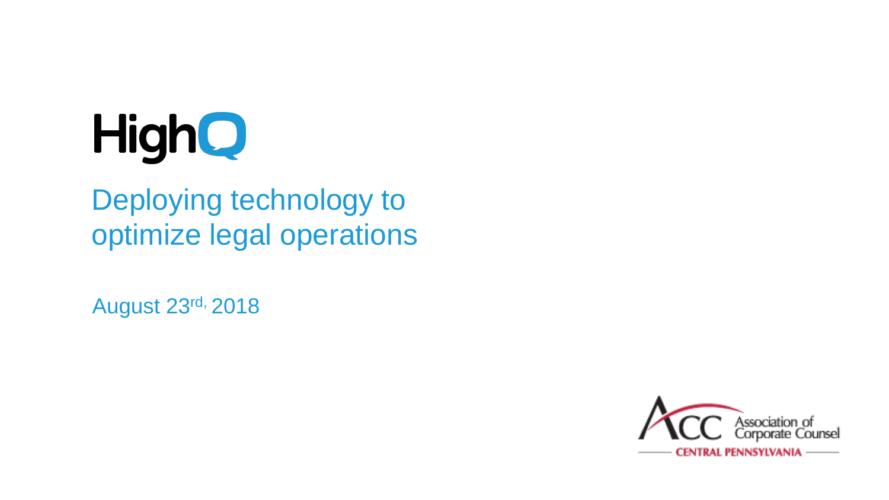HighQ

# Deploying technology to optimize legal operations

August 23rd, 2018

Association of Corporate Counsel

CENTRAL PENNSYLVANIA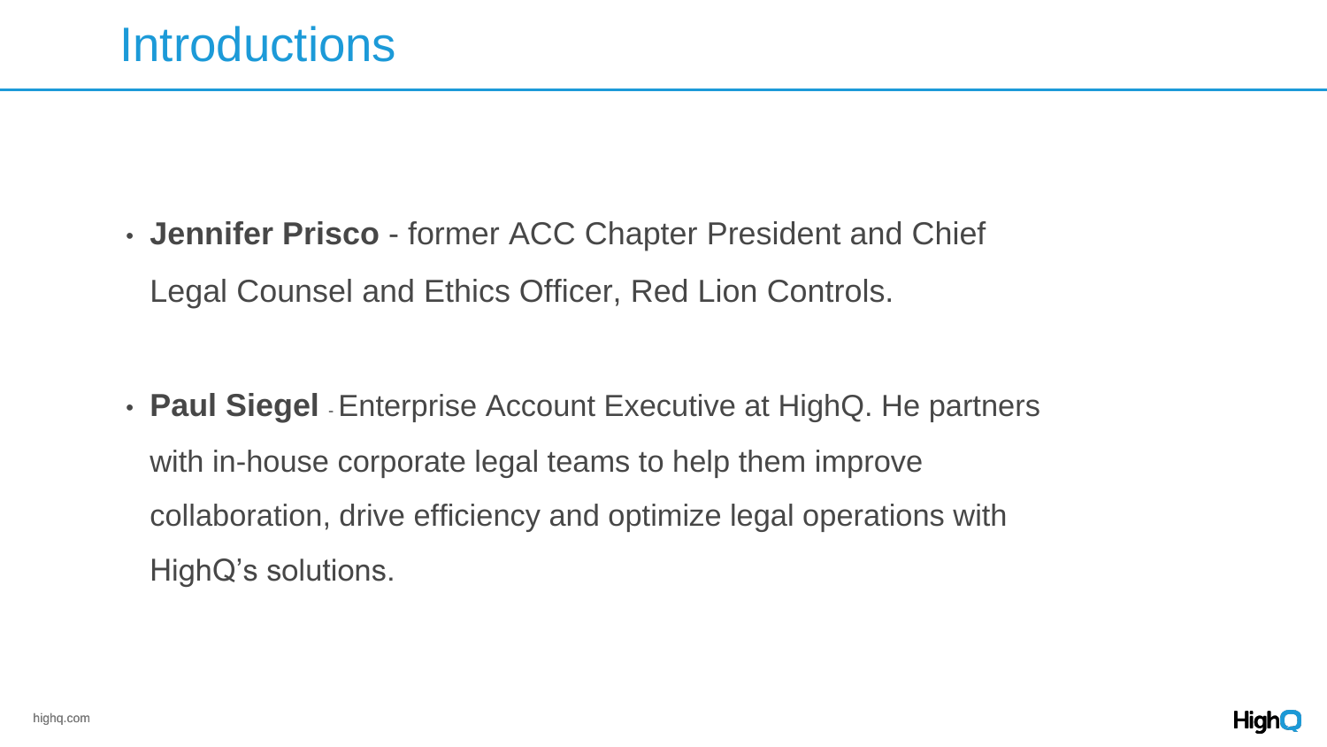# Introductions

- **Jennifer Prisco** - former ACC Chapter President and Chief Legal Counsel and Ethics Officer, Red Lion Controls.

- **Paul Siegel** - Enterprise Account Executive at HighQ. He partners with in-house corporate legal teams to help them improve collaboration, drive efficiency and optimize legal operations with HighQ's solutions.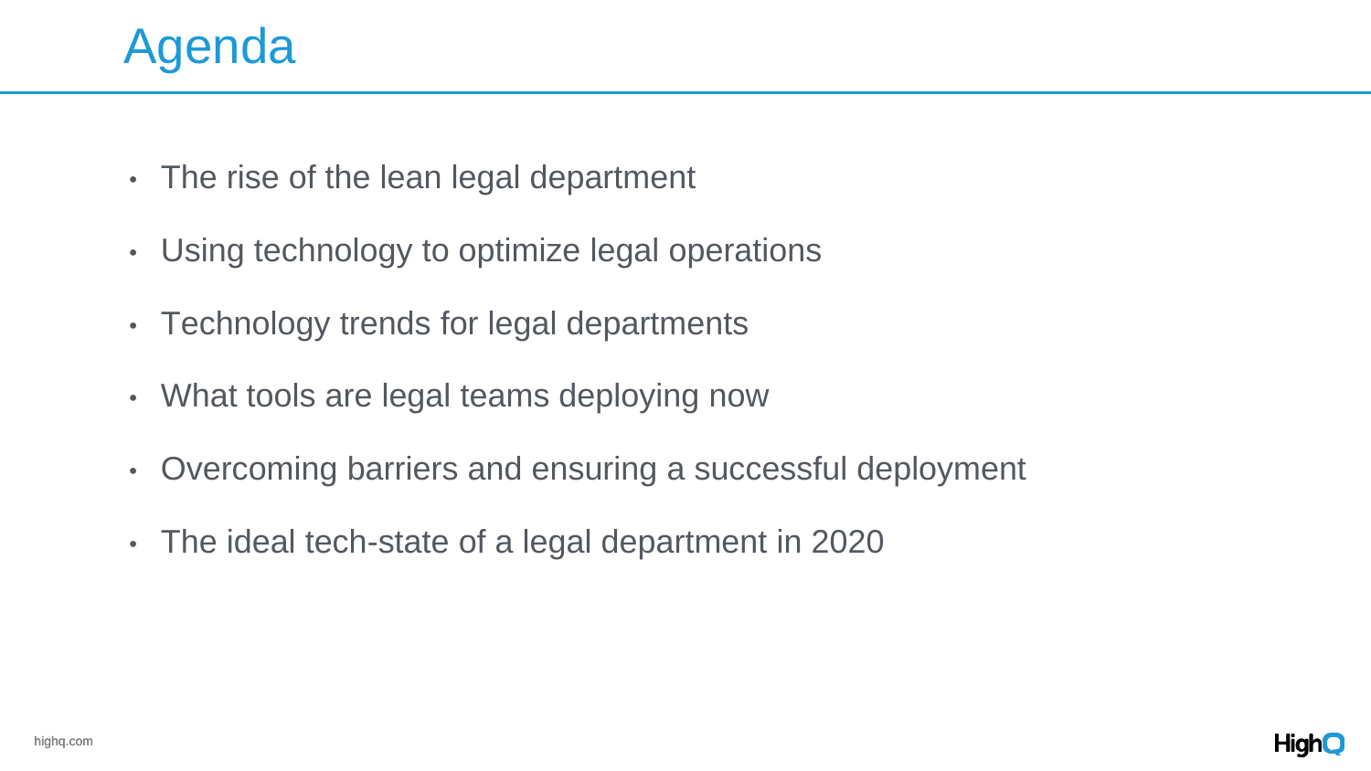# Agenda

- The rise of the lean legal department
- Using technology to optimize legal operations
- Technology trends for legal departments
- What tools are legal teams deploying now
- Overcoming barriers and ensuring a successful deployment
- The ideal tech-state of a legal department in 2020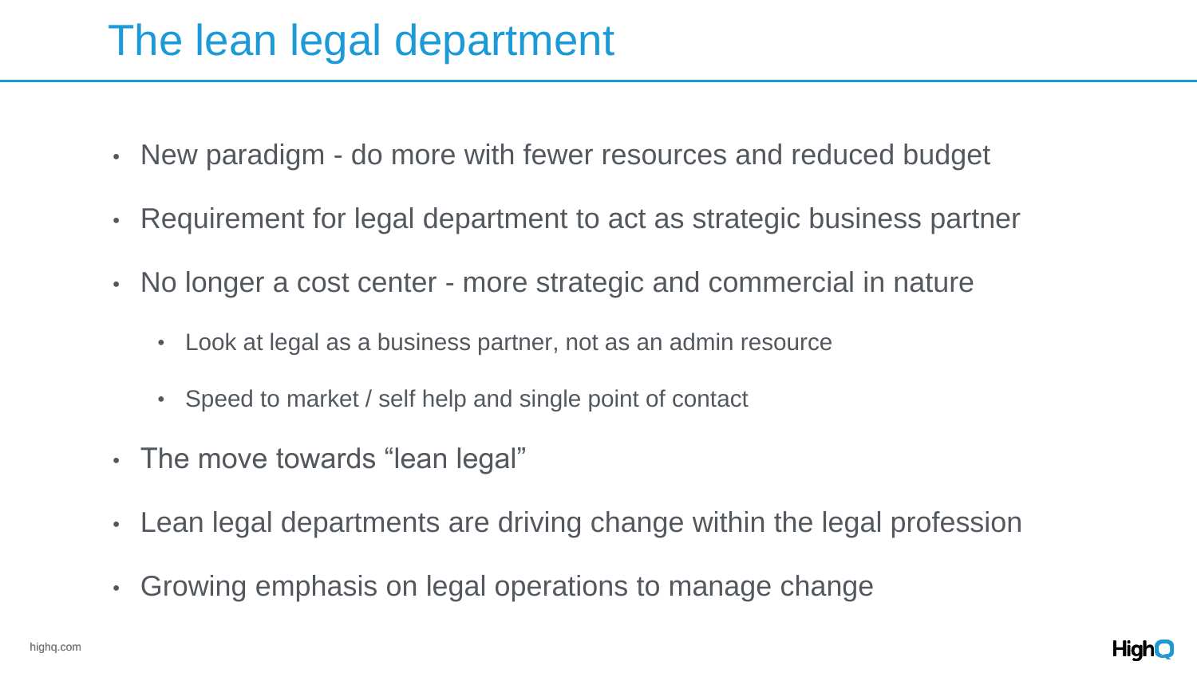# The lean legal department

- New paradigm - do more with fewer resources and reduced budget
- Requirement for legal department to act as strategic business partner
- No longer a cost center - more strategic and commercial in nature
  - Look at legal as a business partner, not as an admin resource
  - Speed to market / self help and single point of contact
- The move towards "lean legal"
- Lean legal departments are driving change within the legal profession
- Growing emphasis on legal operations to manage change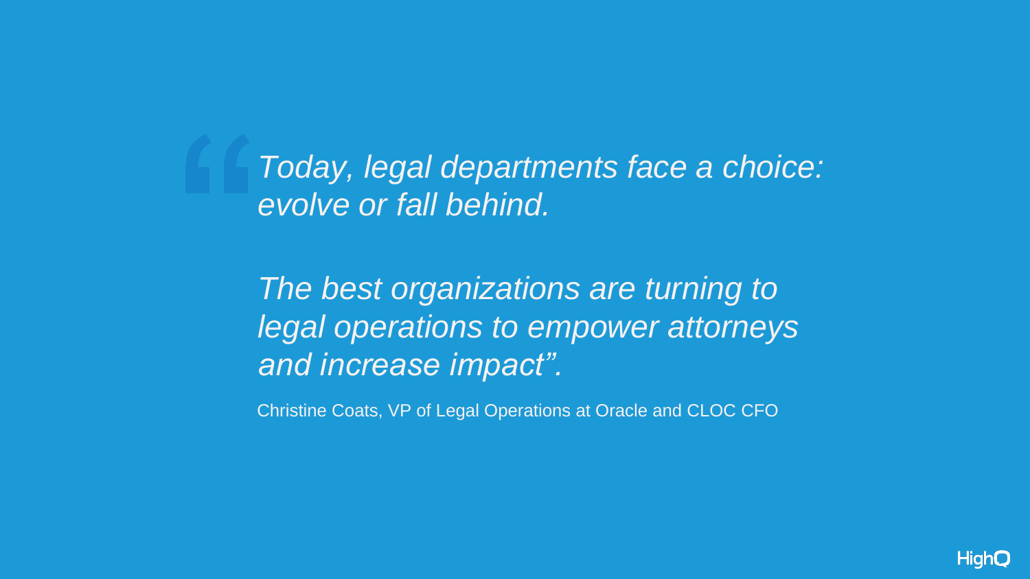> *"Today, legal departments face a choice: evolve or fall behind.*
>
> *The best organizations are turning to legal operations to empower attorneys and increase impact".*

Christine Coats, VP of Legal Operations at Oracle and CLOC CFO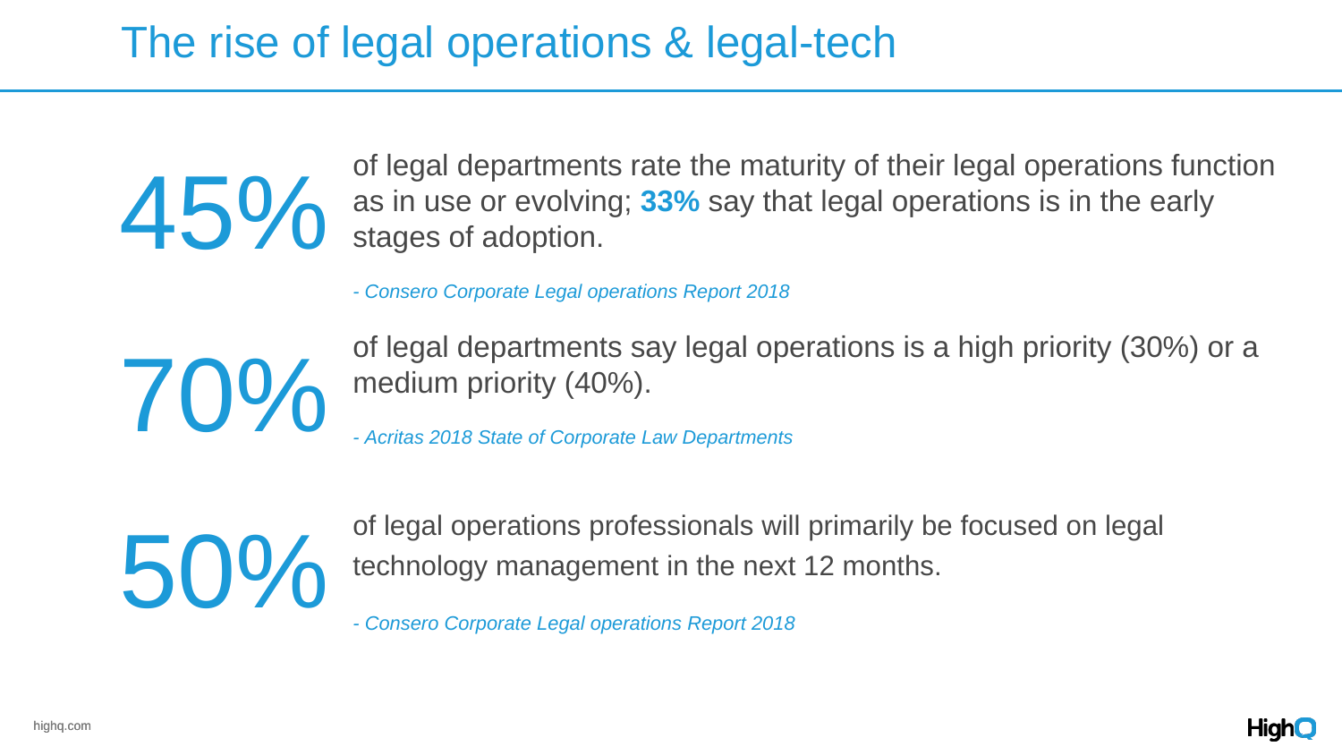# The rise of legal operations & legal-tech

**45%** of legal departments rate the maturity of their legal operations function as in use or evolving; **33%** say that legal operations is in the early stages of adoption.

*- Consero Corporate Legal operations Report 2018*

**70%** of legal departments say legal operations is a high priority (30%) or a medium priority (40%).

*- Acritas 2018 State of Corporate Law Departments*

**50%** of legal operations professionals will primarily be focused on legal technology management in the next 12 months.

*- Consero Corporate Legal operations Report 2018*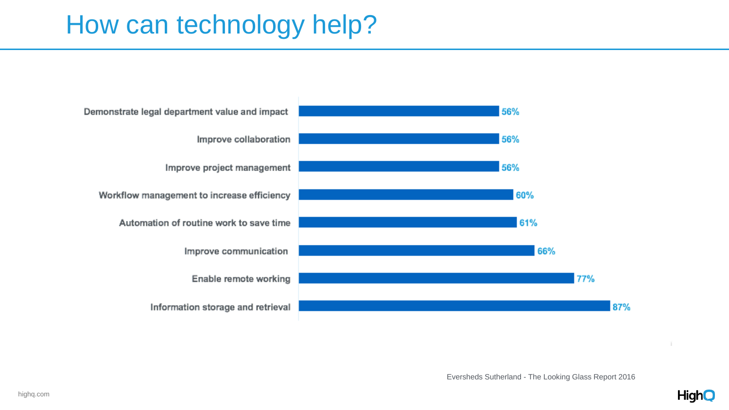# How can technology help?

| | |
|---|---|
| Demonstrate legal department value and impact | 56% |
| Improve collaboration | 56% |
| Improve project management | 56% |
| Workflow management to increase efficiency | 60% |
| Automation of routine work to save time | 61% |
| Improve communication | 66% |
| Enable remote working | 77% |
| Information storage and retrieval | 87% |

Eversheds Sutherland - The Looking Glass Report 2016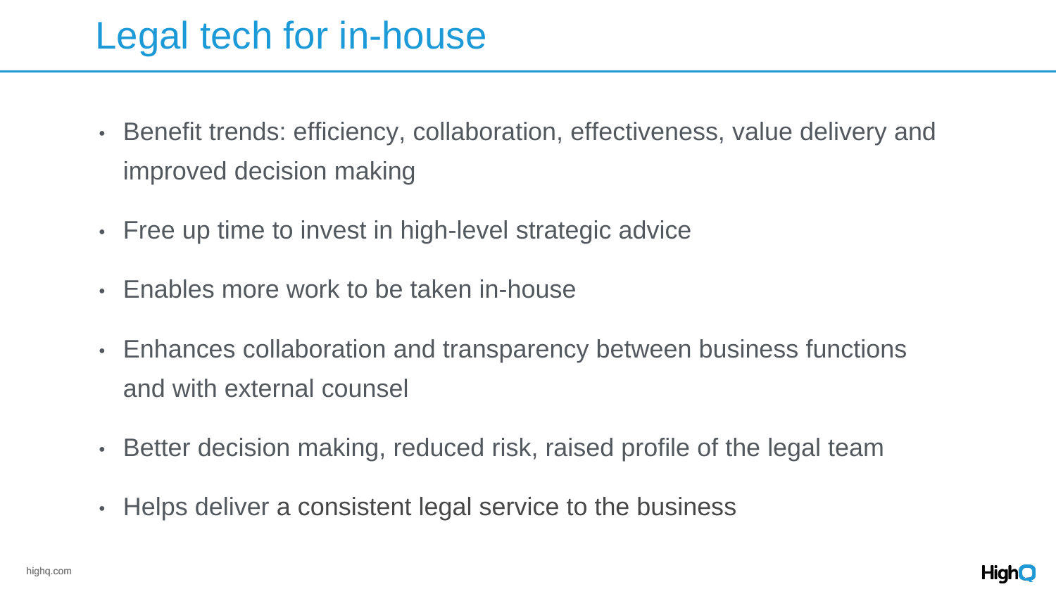# Legal tech for in-house

- Benefit trends: efficiency, collaboration, effectiveness, value delivery and improved decision making
- Free up time to invest in high-level strategic advice
- Enables more work to be taken in-house
- Enhances collaboration and transparency between business functions and with external counsel
- Better decision making, reduced risk, raised profile of the legal team
- Helps deliver a consistent legal service to the business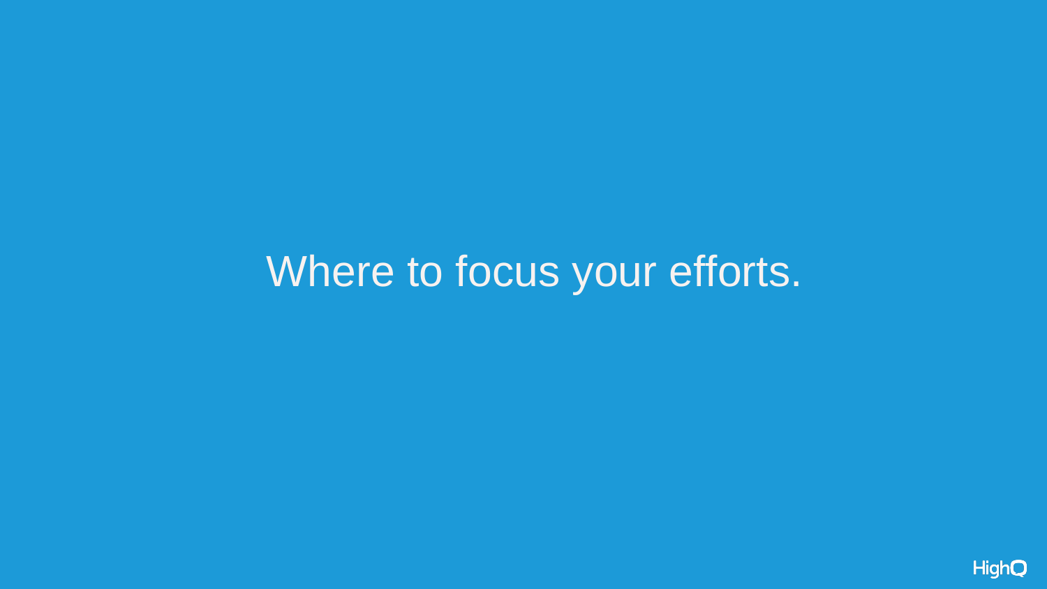# Where to focus your efforts.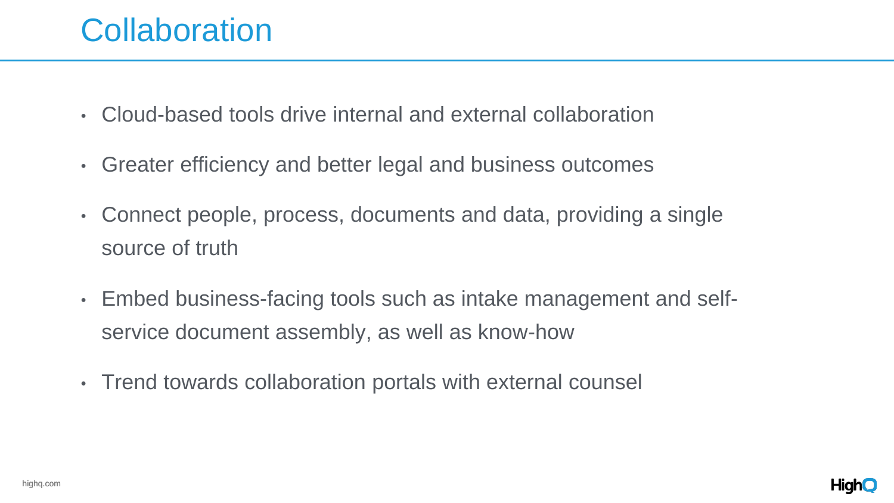# Collaboration

- Cloud-based tools drive internal and external collaboration
- Greater efficiency and better legal and business outcomes
- Connect people, process, documents and data, providing a single source of truth
- Embed business-facing tools such as intake management and self-service document assembly, as well as know-how
- Trend towards collaboration portals with external counsel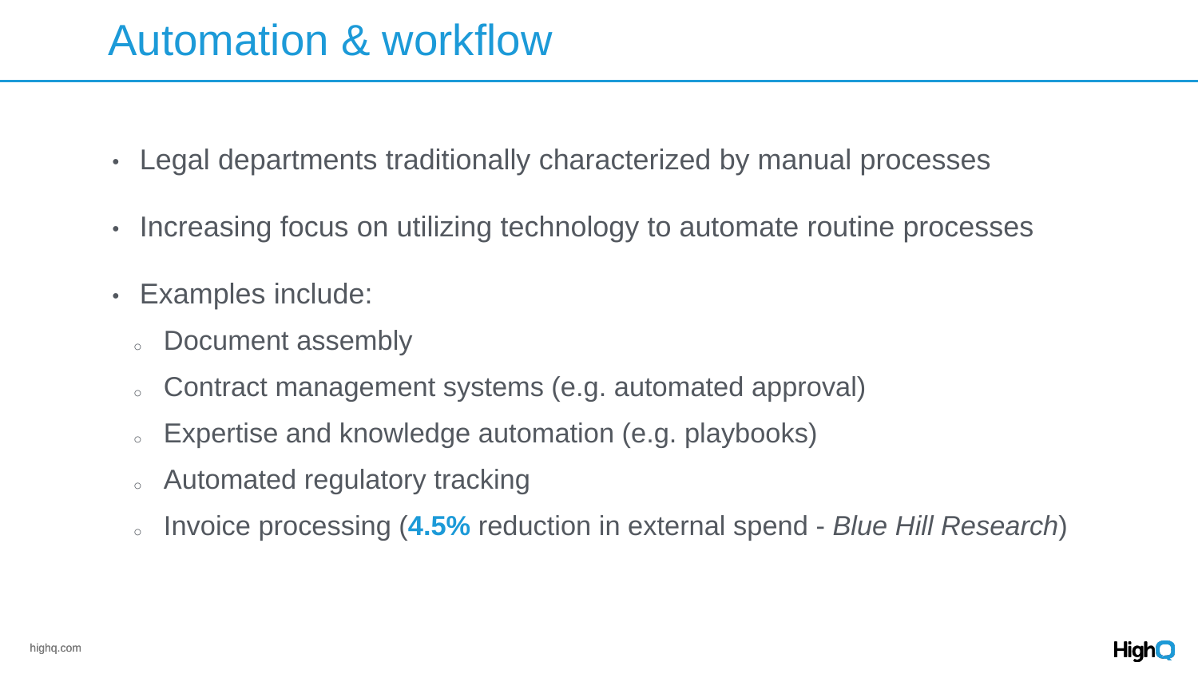# Automation & workflow

- Legal departments traditionally characterized by manual processes
- Increasing focus on utilizing technology to automate routine processes
- Examples include:
  - Document assembly
  - Contract management systems (e.g. automated approval)
  - Expertise and knowledge automation (e.g. playbooks)
  - Automated regulatory tracking
  - Invoice processing (**4.5%** reduction in external spend - *Blue Hill Research*)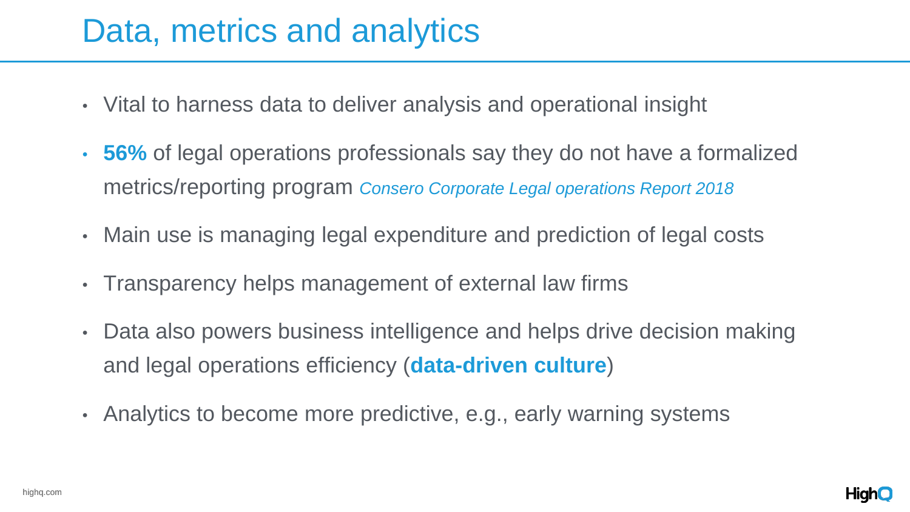# Data, metrics and analytics

- Vital to harness data to deliver analysis and operational insight
- **56%** of legal operations professionals say they do not have a formalized metrics/reporting program *Consero Corporate Legal operations Report 2018*
- Main use is managing legal expenditure and prediction of legal costs
- Transparency helps management of external law firms
- Data also powers business intelligence and helps drive decision making and legal operations efficiency (**data-driven culture**)
- Analytics to become more predictive, e.g., early warning systems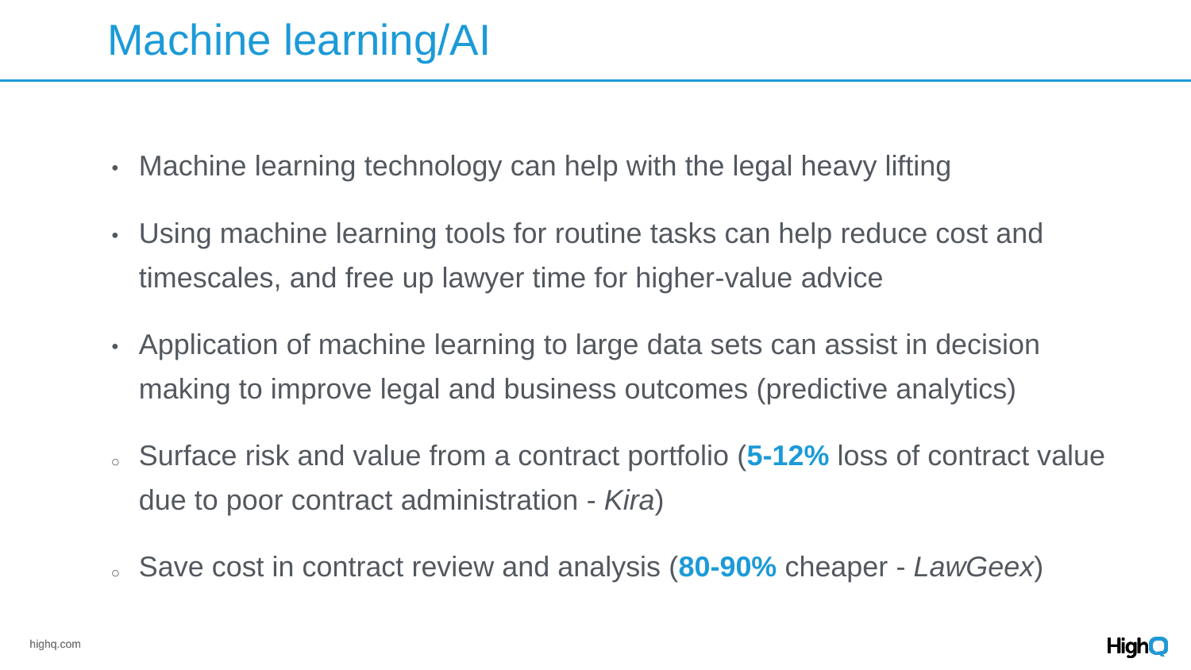# Machine learning/AI

- Machine learning technology can help with the legal heavy lifting
- Using machine learning tools for routine tasks can help reduce cost and timescales, and free up lawyer time for higher-value advice
- Application of machine learning to large data sets can assist in decision making to improve legal and business outcomes (predictive analytics)
  - Surface risk and value from a contract portfolio (**5-12%** loss of contract value due to poor contract administration - *Kira*)
  - Save cost in contract review and analysis (**80-90%** cheaper - *LawGeex*)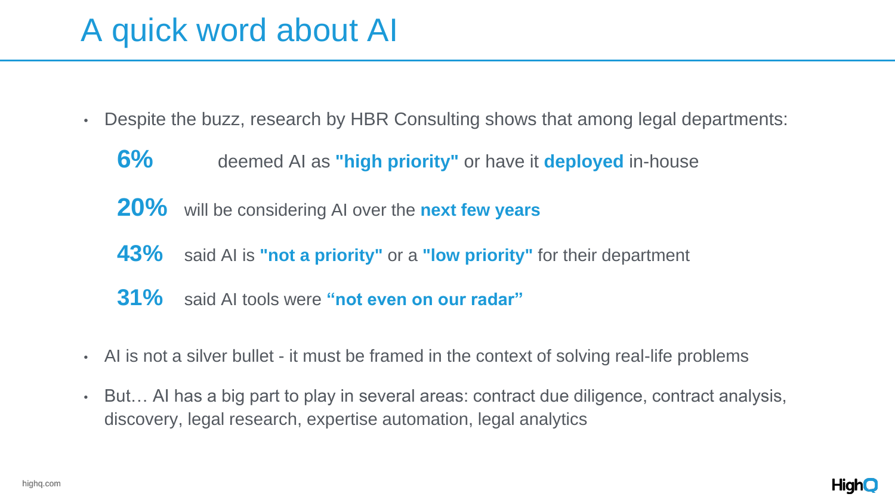# A quick word about AI

- Despite the buzz, research by HBR Consulting shows that among legal departments:

  **6%** deemed AI as **"high priority"** or have it **deployed** in-house

  **20%** will be considering AI over the **next few years**

  **43%** said AI is **"not a priority"** or a **"low priority"** for their department

  **31%** said AI tools were **"not even on our radar"**

- AI is not a silver bullet - it must be framed in the context of solving real-life problems
- But… AI has a big part to play in several areas: contract due diligence, contract analysis, discovery, legal research, expertise automation, legal analytics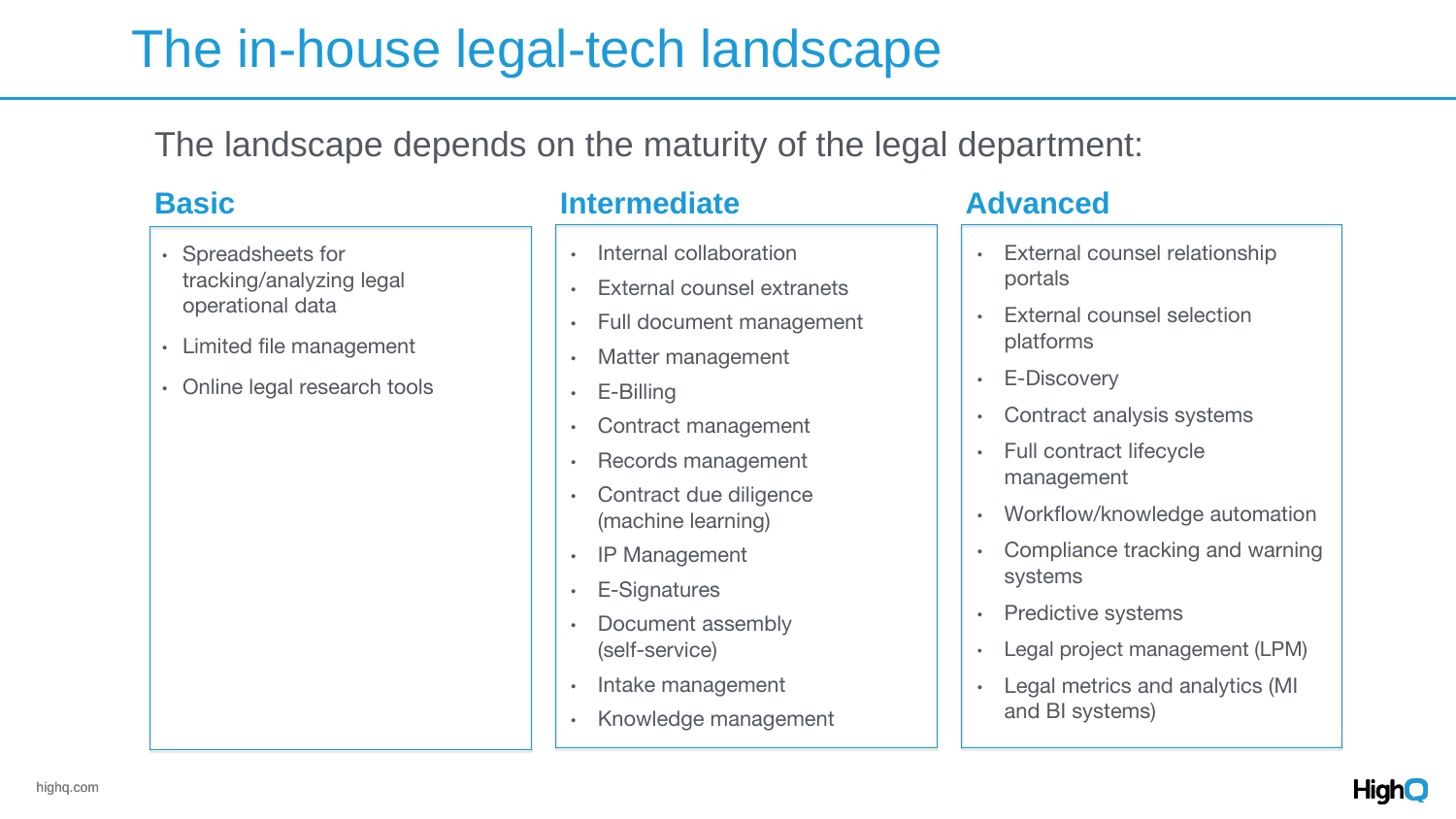# The in-house legal-tech landscape

The landscape depends on the maturity of the legal department:

## Basic

- Spreadsheets for tracking/analyzing legal operational data
- Limited file management
- Online legal research tools

## Intermediate

- Internal collaboration
- External counsel extranets
- Full document management
- Matter management
- E-Billing
- Contract management
- Records management
- Contract due diligence (machine learning)
- IP Management
- E-Signatures
- Document assembly (self-service)
- Intake management
- Knowledge management

## Advanced

- External counsel relationship portals
- External counsel selection platforms
- E-Discovery
- Contract analysis systems
- Full contract lifecycle management
- Workflow/knowledge automation
- Compliance tracking and warning systems
- Predictive systems
- Legal project management (LPM)
- Legal metrics and analytics (MI and BI systems)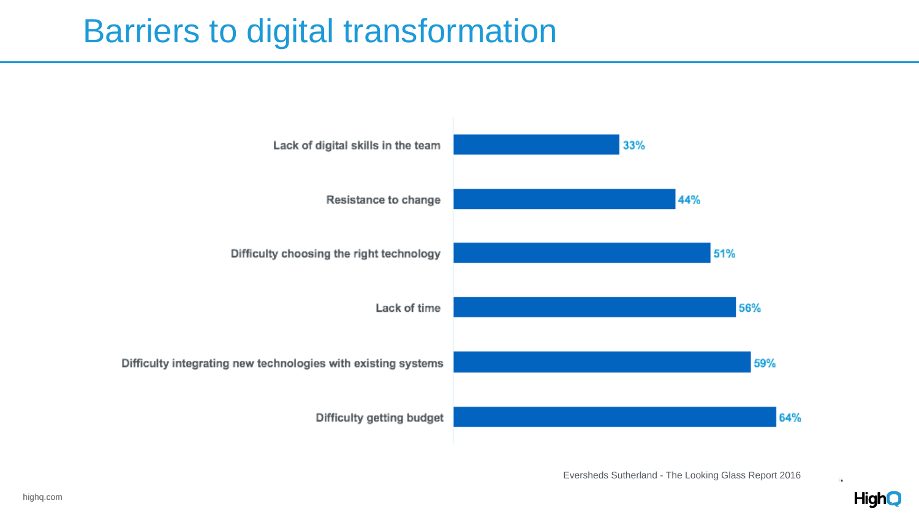# Barriers to digital transformation

| Barrier | Percentage |
| --- | --- |
| Lack of digital skills in the team | 33% |
| Resistance to change | 44% |
| Difficulty choosing the right technology | 51% |
| Lack of time | 56% |
| Difficulty integrating new technologies with existing systems | 59% |
| Difficulty getting budget | 64% |

Eversheds Sutherland - The Looking Glass Report 2016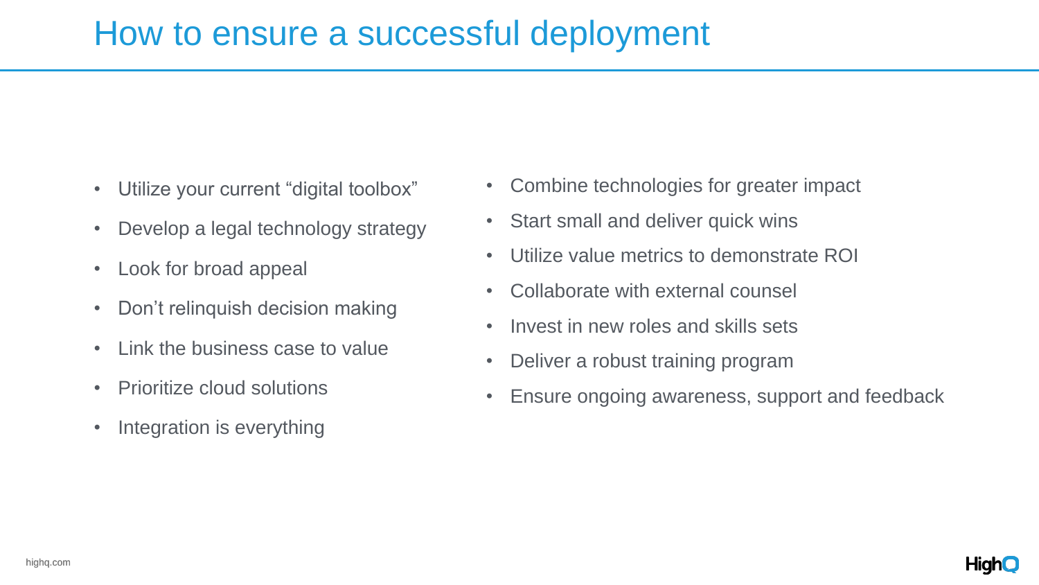# How to ensure a successful deployment

- Utilize your current “digital toolbox”
- Develop a legal technology strategy
- Look for broad appeal
- Don’t relinquish decision making
- Link the business case to value
- Prioritize cloud solutions
- Integration is everything
- Combine technologies for greater impact
- Start small and deliver quick wins
- Utilize value metrics to demonstrate ROI
- Collaborate with external counsel
- Invest in new roles and skills sets
- Deliver a robust training program
- Ensure ongoing awareness, support and feedback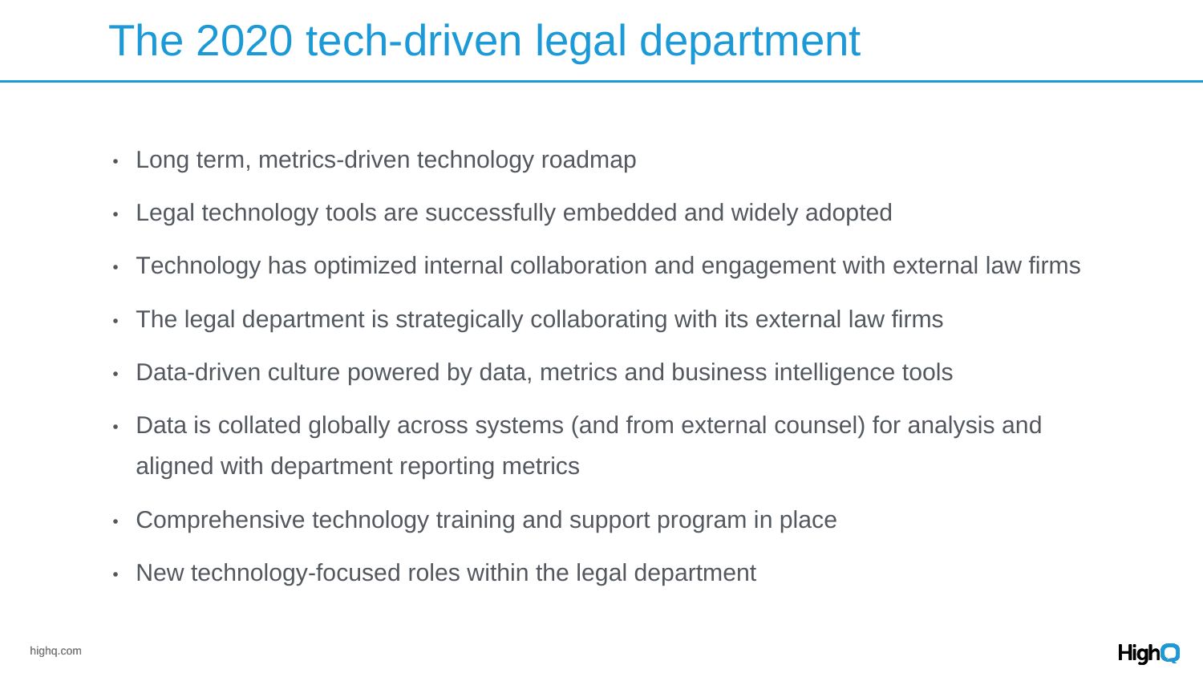# The 2020 tech-driven legal department

- Long term, metrics-driven technology roadmap
- Legal technology tools are successfully embedded and widely adopted
- Technology has optimized internal collaboration and engagement with external law firms
- The legal department is strategically collaborating with its external law firms
- Data-driven culture powered by data, metrics and business intelligence tools
- Data is collated globally across systems (and from external counsel) for analysis and aligned with department reporting metrics
- Comprehensive technology training and support program in place
- New technology-focused roles within the legal department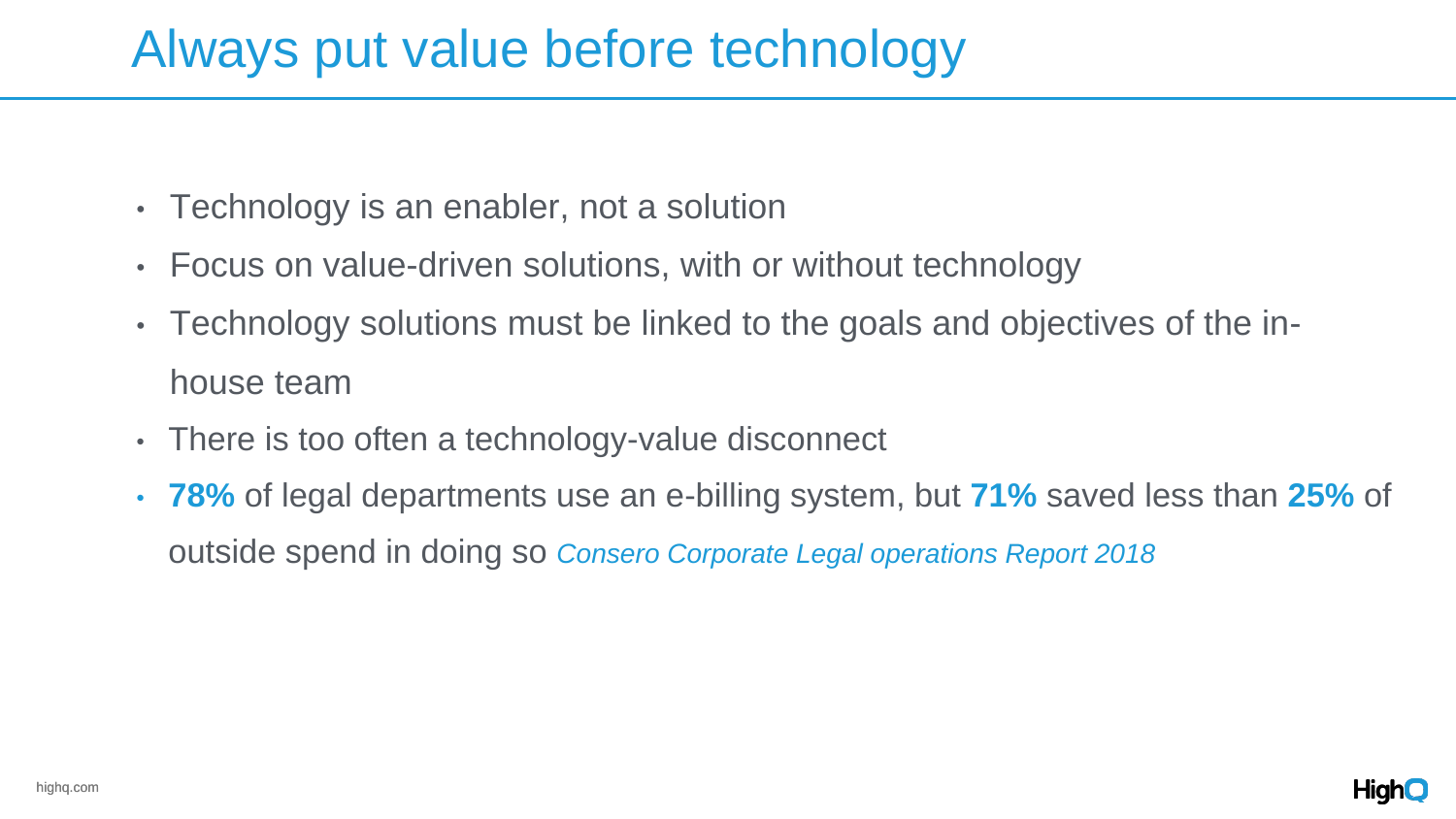# Always put value before technology

- Technology is an enabler, not a solution
- Focus on value-driven solutions, with or without technology
- Technology solutions must be linked to the goals and objectives of the in-house team
- There is too often a technology-value disconnect
- **78%** of legal departments use an e-billing system, but **71%** saved less than **25%** of outside spend in doing so *Consero Corporate Legal operations Report 2018*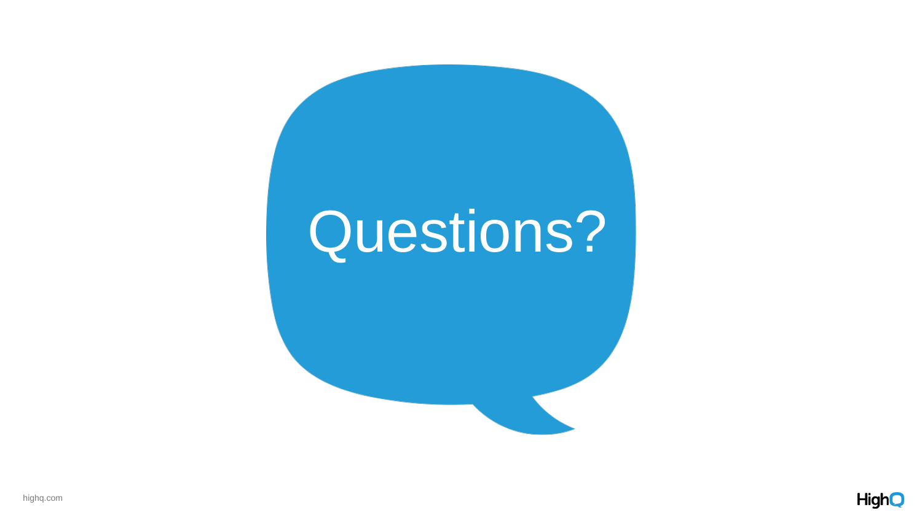# Questions?